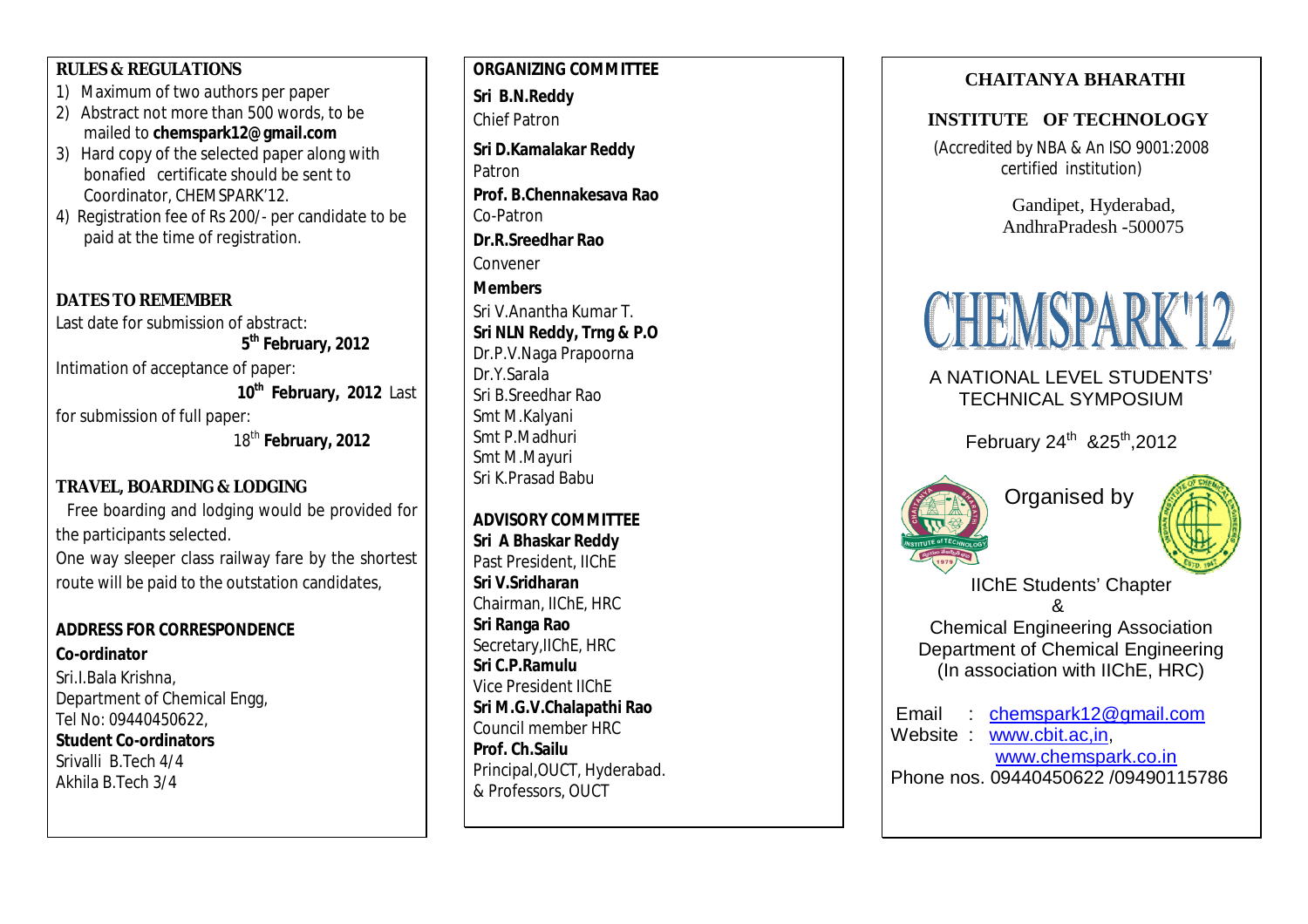## RULES & REGULATIONS

1) Maximum of two authors per paper
2) Abstract not more than 500 words, to be mailed to **chemspark12@gmail.com**
3) Hard copy of the selected paper along with bonafied certificate should be sent to Coordinator, CHEMSPARK'12.
4) Registration fee of Rs 200/- per candidate to be paid at the time of registration.

## DATES TO REMEMBER

Last date for submission of abstract: **5th February, 2012**

Intimation of acceptance of paper: **10th February, 2012**

Last for submission of full paper: 18th **February, 2012**

## TRAVEL, BOARDING & LODGING

Free boarding and lodging would be provided for the participants selected.

One way sleeper class railway fare by the shortest route will be paid to the outstation candidates,

## ADDRESS FOR CORRESPONDENCE

**Co-ordinator**

Sri.I.Bala Krishna,
Department of Chemical Engg,
Tel No: 09440450622,

**Student Co-ordinators**

Srivalli B.Tech 4/4
Akhila B.Tech 3/4

## ORGANIZING COMMITTEE

**Sri B.N.Reddy**
Chief Patron

**Sri D.Kamalakar Reddy**
Patron

**Prof. B.Chennakesava Rao**
Co-Patron

**Dr.R.Sreedhar Rao**
Convener

**Members**

Sri V.Anantha Kumar T.
**Sri NLN Reddy, Trng & P.O**
Dr.P.V.Naga Prapoorna
Dr.Y.Sarala
Sri B.Sreedhar Rao
Smt M.Kalyani
Smt P.Madhuri
Smt M.Mayuri
Sri K.Prasad Babu

## ADVISORY COMMITTEE

**Sri A Bhaskar Reddy**
Past President, IIChE

**Sri V.Sridharan**
Chairman, IIChE, HRC

**Sri Ranga Rao**
Secretary,IIChE, HRC

**Sri C.P.Ramulu**
Vice President IIChE

**Sri M.G.V.Chalapathi Rao**
Council member HRC

**Prof. Ch.Sailu**
Principal,OUCT, Hyderabad.
& Professors, OUCT

# CHAITANYA BHARATHI INSTITUTE OF TECHNOLOGY

(Accredited by NBA & An ISO 9001:2008 certified institution)

Gandipet, Hyderabad,
AndhraPradesh -500075

# CHEMSPARK'12

A NATIONAL LEVEL STUDENTS' TECHNICAL SYMPOSIUM

February 24th &25th,2012

Organised by

IIChE Students' Chapter
&
Chemical Engineering Association
Department of Chemical Engineering
(In association with IIChE, HRC)

Email : chemspark12@gmail.com
Website : www.cbit.ac,in, www.chemspark.co.in
Phone nos. 09440450622 /09490115786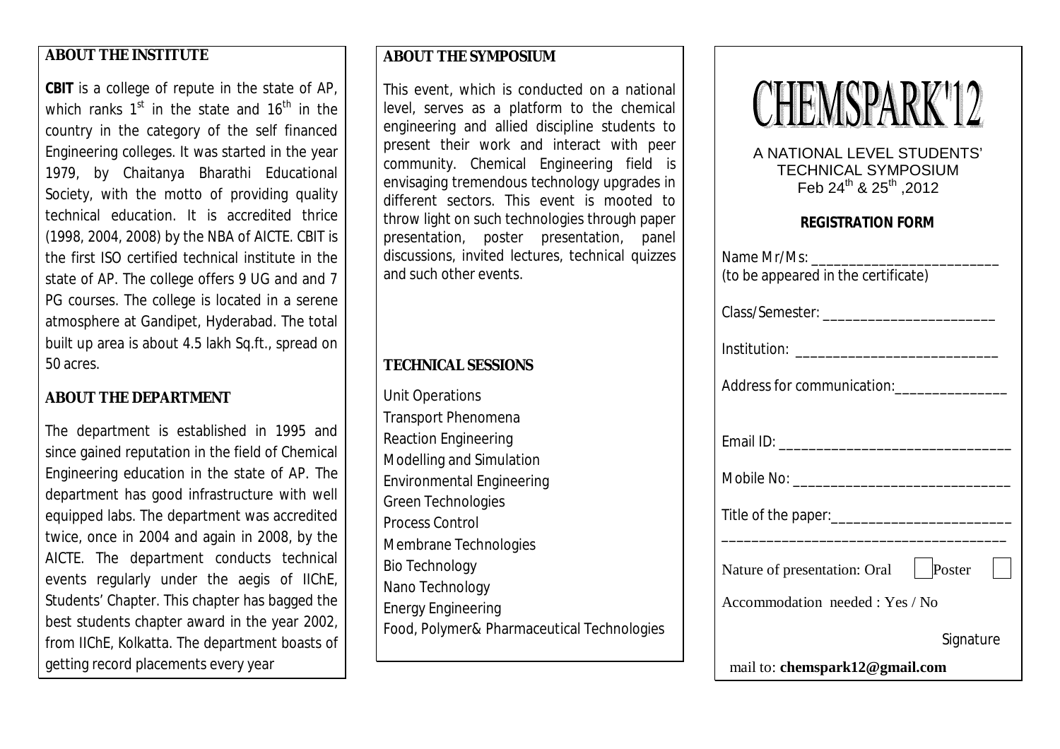## ABOUT THE INSTITUTE

**CBIT** is a college of repute in the state of AP, which ranks 1st in the state and 16th in the country in the category of the self financed Engineering colleges. It was started in the year 1979, by Chaitanya Bharathi Educational Society, with the motto of providing quality technical education. It is accredited thrice (1998, 2004, 2008) by the NBA of AICTE. CBIT is the first ISO certified technical institute in the state of AP. The college offers 9 UG and and 7 PG courses. The college is located in a serene atmosphere at Gandipet, Hyderabad. The total built up area is about 4.5 lakh Sq.ft., spread on 50 acres.

## ABOUT THE DEPARTMENT

The department is established in 1995 and since gained reputation in the field of Chemical Engineering education in the state of AP. The department has good infrastructure with well equipped labs. The department was accredited twice, once in 2004 and again in 2008, by the AICTE. The department conducts technical events regularly under the aegis of IIChE, Students' Chapter. This chapter has bagged the best students chapter award in the year 2002, from IIChE, Kolkatta. The department boasts of getting record placements every year

## ABOUT THE SYMPOSIUM

This event, which is conducted on a national level, serves as a platform to the chemical engineering and allied discipline students to present their work and interact with peer community. Chemical Engineering field is envisaging tremendous technology upgrades in different sectors. This event is mooted to throw light on such technologies through paper presentation, poster presentation, panel discussions, invited lectures, technical quizzes and such other events.

## TECHNICAL SESSIONS

Unit Operations
Transport Phenomena
Reaction Engineering
Modelling and Simulation
Environmental Engineering
Green Technologies
Process Control
Membrane Technologies
Bio Technology
Nano Technology
Energy Engineering
Food, Polymer& Pharmaceutical Technologies

# CHEMSPARK'12

A NATIONAL LEVEL STUDENTS' TECHNICAL SYMPOSIUM
Feb 24th & 25th ,2012

**REGISTRATION FORM**

Name Mr/Ms: ________________________
(to be appeared in the certificate)

Class/Semester: ______________________

Institution: __________________________

Address for communication:______________

Email ID: ______________________________

Mobile No: ____________________________

Title of the paper:______________________
______________________________________

Nature of presentation: Oral ☐ Poster ☐

Accommodation needed : Yes / No

Signature

mail to: **chemspark12@gmail.com**